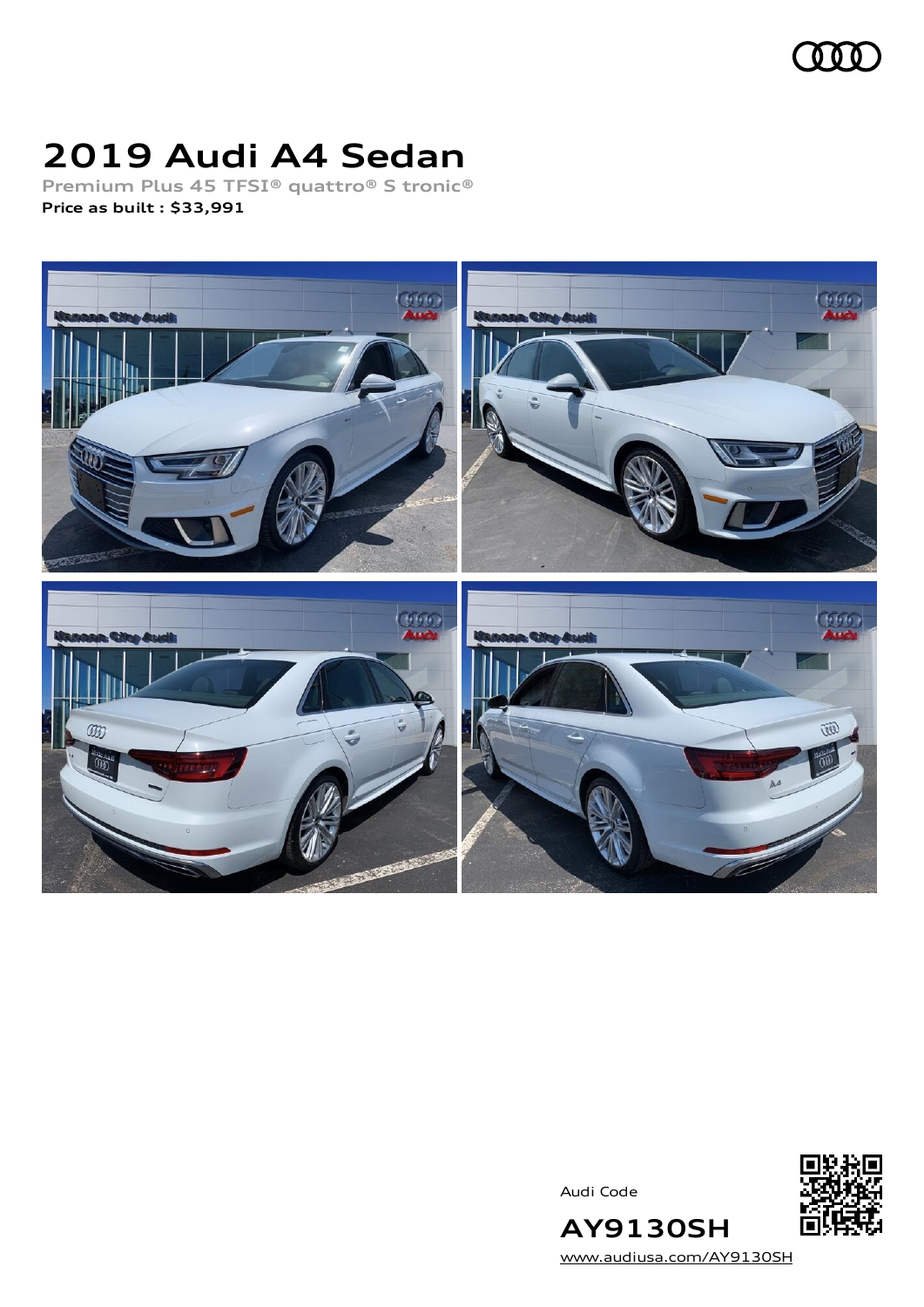# 2019 Audi A4 Sedan

Premium Plus 45 TFSI® quattro® S tronic®

**Price as built : $33,991**

Audi Code

**AY9130SH**

www.audiusa.com/AY9130SH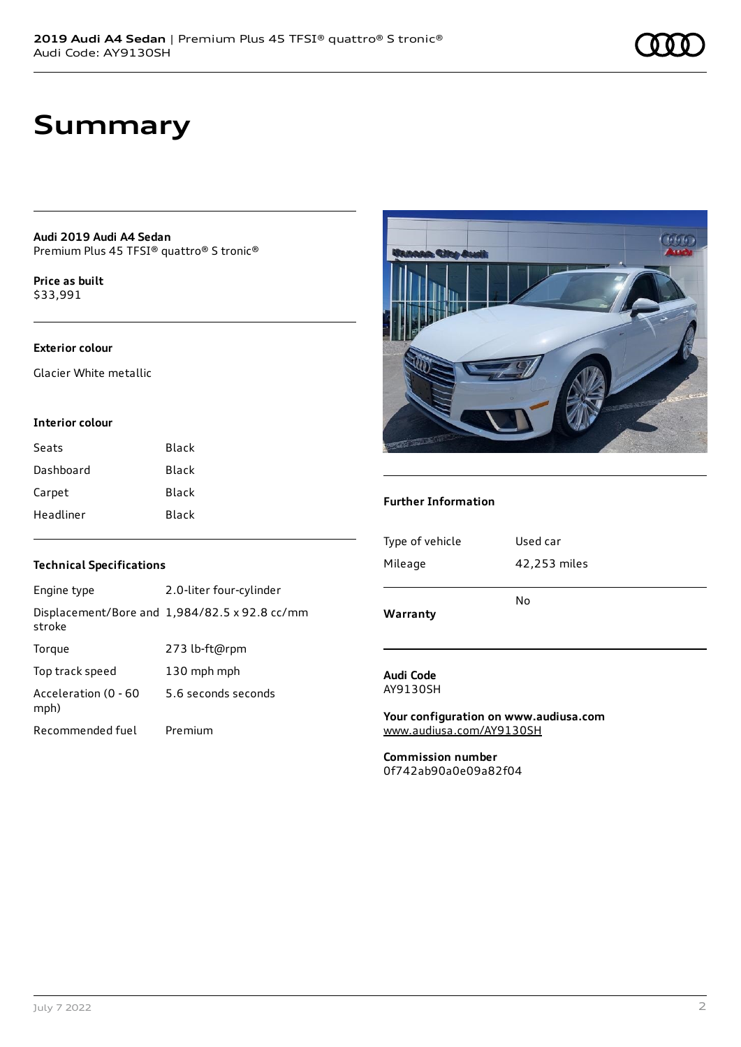# Summary

**Audi 2019 Audi A4 Sedan**
Premium Plus 45 TFSI® quattro® S tronic®

**Price as built**
$33,991

### Exterior colour

Glacier White metallic

### Interior colour

| | |
|---|---|
| Seats | Black |
| Dashboard | Black |
| Carpet | Black |
| Headliner | Black |

### Technical Specifications

| | |
|---|---|
| Engine type | 2.0-liter four-cylinder |
| Displacement/Bore and stroke | 1,984/82.5 x 92.8 cc/mm |
| Torque | 273 lb-ft@rpm |
| Top track speed | 130 mph mph |
| Acceleration (0 - 60 mph) | 5.6 seconds seconds |
| Recommended fuel | Premium |

### Further Information

| | |
|---|---|
| Type of vehicle | Used car |
| Mileage | 42,253 miles |
| **Warranty** | No |

**Audi Code**
AY9130SH

**Your configuration on www.audiusa.com**
www.audiusa.com/AY9130SH

**Commission number**
0f742ab90a0e09a82f04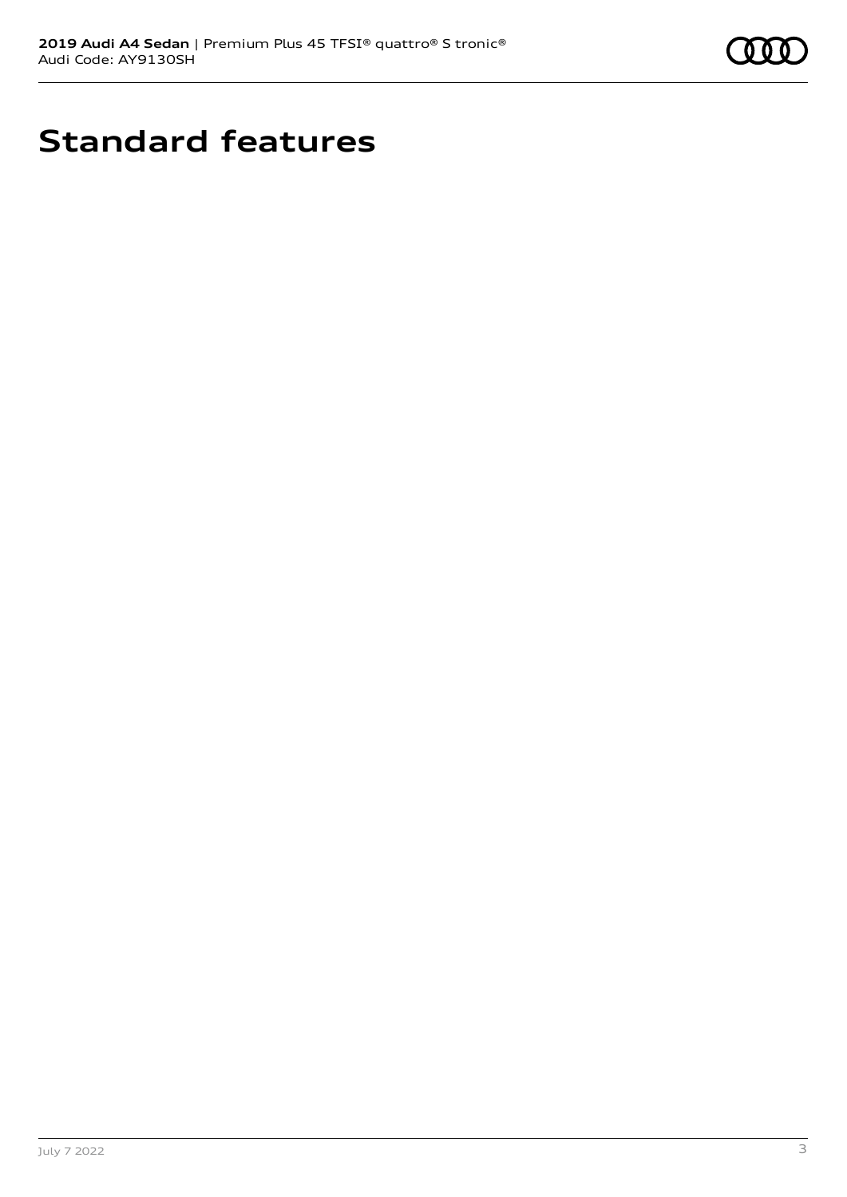# Standard features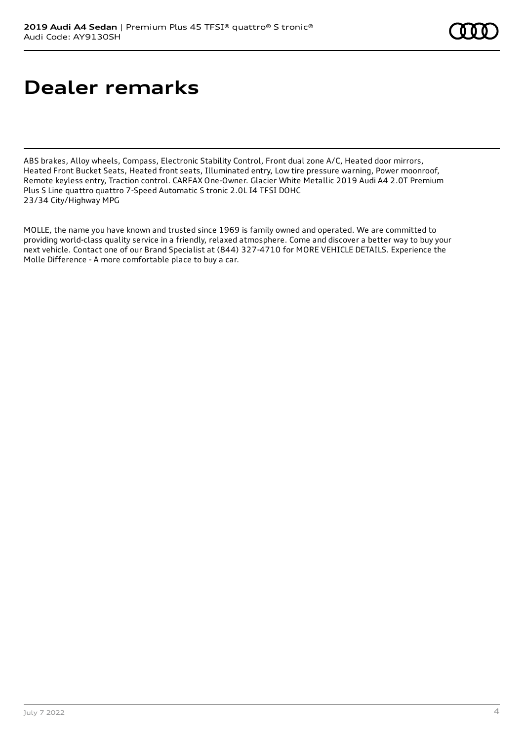# Dealer remarks

ABS brakes, Alloy wheels, Compass, Electronic Stability Control, Front dual zone A/C, Heated door mirrors, Heated Front Bucket Seats, Heated front seats, Illuminated entry, Low tire pressure warning, Power moonroof, Remote keyless entry, Traction control. CARFAX One-Owner. Glacier White Metallic 2019 Audi A4 2.0T Premium Plus S Line quattro quattro 7-Speed Automatic S tronic 2.0L I4 TFSI DOHC
23/34 City/Highway MPG

MOLLE, the name you have known and trusted since 1969 is family owned and operated. We are committed to providing world-class quality service in a friendly, relaxed atmosphere. Come and discover a better way to buy your next vehicle. Contact one of our Brand Specialist at (844) 327-4710 for MORE VEHICLE DETAILS. Experience the Molle Difference - A more comfortable place to buy a car.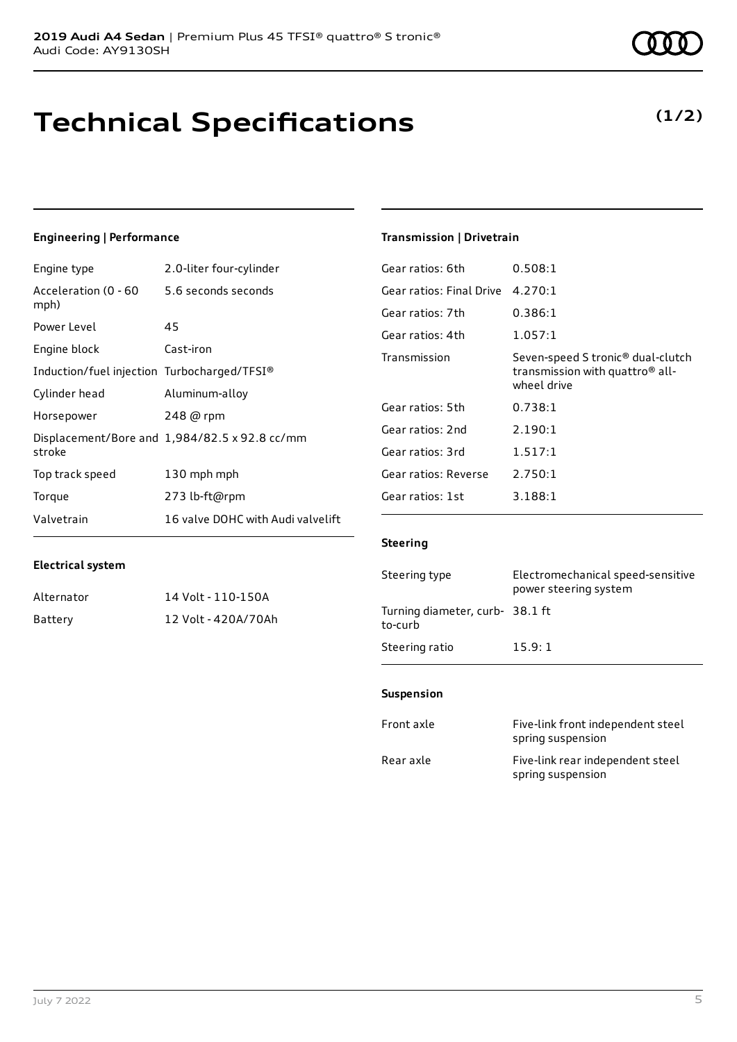**2019 Audi A4 Sedan** | Premium Plus 45 TFSI® quattro® S tronic®
Audi Code: AY9130SH

# Technical Specifications

**(1/2)**

### Engineering | Performance

| | |
|---|---|
| Engine type | 2.0-liter four-cylinder |
| Acceleration (0 - 60 mph) | 5.6 seconds seconds |
| Power Level | 45 |
| Engine block | Cast-iron |
| Induction/fuel injection | Turbocharged/TFSI® |
| Cylinder head | Aluminum-alloy |
| Horsepower | 248 @ rpm |
| Displacement/Bore and stroke | 1,984/82.5 x 92.8 cc/mm |
| Top track speed | 130 mph mph |
| Torque | 273 lb-ft@rpm |
| Valvetrain | 16 valve DOHC with Audi valvelift |

### Electrical system

| | |
|---|---|
| Alternator | 14 Volt - 110-150A |
| Battery | 12 Volt - 420A/70Ah |

### Transmission | Drivetrain

| | |
|---|---|
| Gear ratios: 6th | 0.508:1 |
| Gear ratios: Final Drive | 4.270:1 |
| Gear ratios: 7th | 0.386:1 |
| Gear ratios: 4th | 1.057:1 |
| Transmission | Seven-speed S tronic® dual-clutch transmission with quattro® all-wheel drive |
| Gear ratios: 5th | 0.738:1 |
| Gear ratios: 2nd | 2.190:1 |
| Gear ratios: 3rd | 1.517:1 |
| Gear ratios: Reverse | 2.750:1 |
| Gear ratios: 1st | 3.188:1 |

### Steering

| | |
|---|---|
| Steering type | Electromechanical speed-sensitive power steering system |
| Turning diameter, curb-to-curb | 38.1 ft |
| Steering ratio | 15.9: 1 |

### Suspension

| | |
|---|---|
| Front axle | Five-link front independent steel spring suspension |
| Rear axle | Five-link rear independent steel spring suspension |

July 7 2022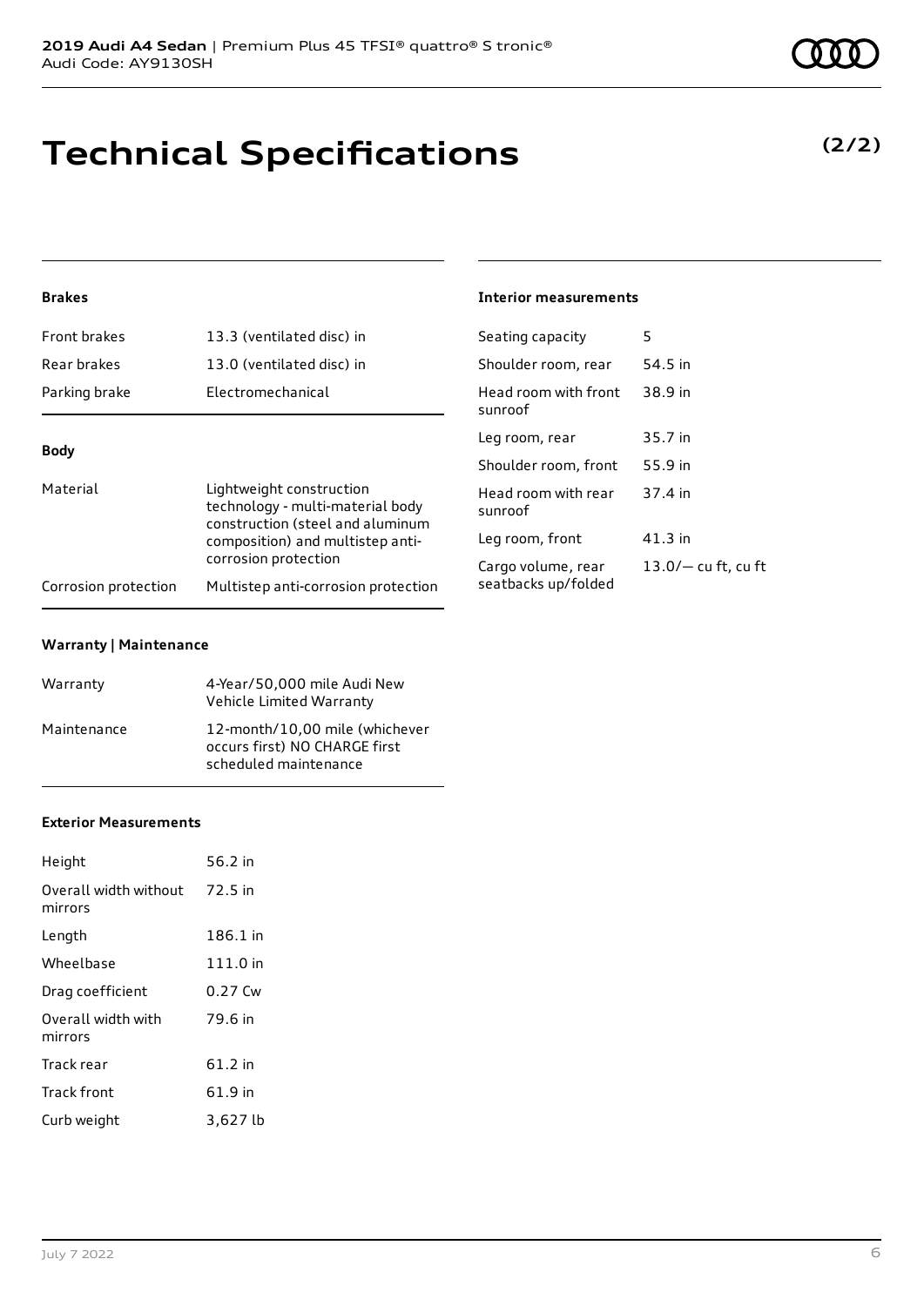# Technical Specifications

**(2/2)**

### Brakes

| | |
|---|---|
| Front brakes | 13.3 (ventilated disc) in |
| Rear brakes | 13.0 (ventilated disc) in |
| Parking brake | Electromechanical |

### Body

| | |
|---|---|
| Material | Lightweight construction technology - multi-material body construction (steel and aluminum composition) and multistep anti-corrosion protection |
| Corrosion protection | Multistep anti-corrosion protection |

### Warranty | Maintenance

| | |
|---|---|
| Warranty | 4-Year/50,000 mile Audi New Vehicle Limited Warranty |
| Maintenance | 12-month/10,00 mile (whichever occurs first) NO CHARGE first scheduled maintenance |

### Exterior Measurements

| | |
|---|---|
| Height | 56.2 in |
| Overall width without mirrors | 72.5 in |
| Length | 186.1 in |
| Wheelbase | 111.0 in |
| Drag coefficient | 0.27 Cw |
| Overall width with mirrors | 79.6 in |
| Track rear | 61.2 in |
| Track front | 61.9 in |
| Curb weight | 3,627 lb |

### Interior measurements

| | |
|---|---|
| Seating capacity | 5 |
| Shoulder room, rear | 54.5 in |
| Head room with front sunroof | 38.9 in |
| Leg room, rear | 35.7 in |
| Shoulder room, front | 55.9 in |
| Head room with rear sunroof | 37.4 in |
| Leg room, front | 41.3 in |
| Cargo volume, rear seatbacks up/folded | 13.0/— cu ft, cu ft |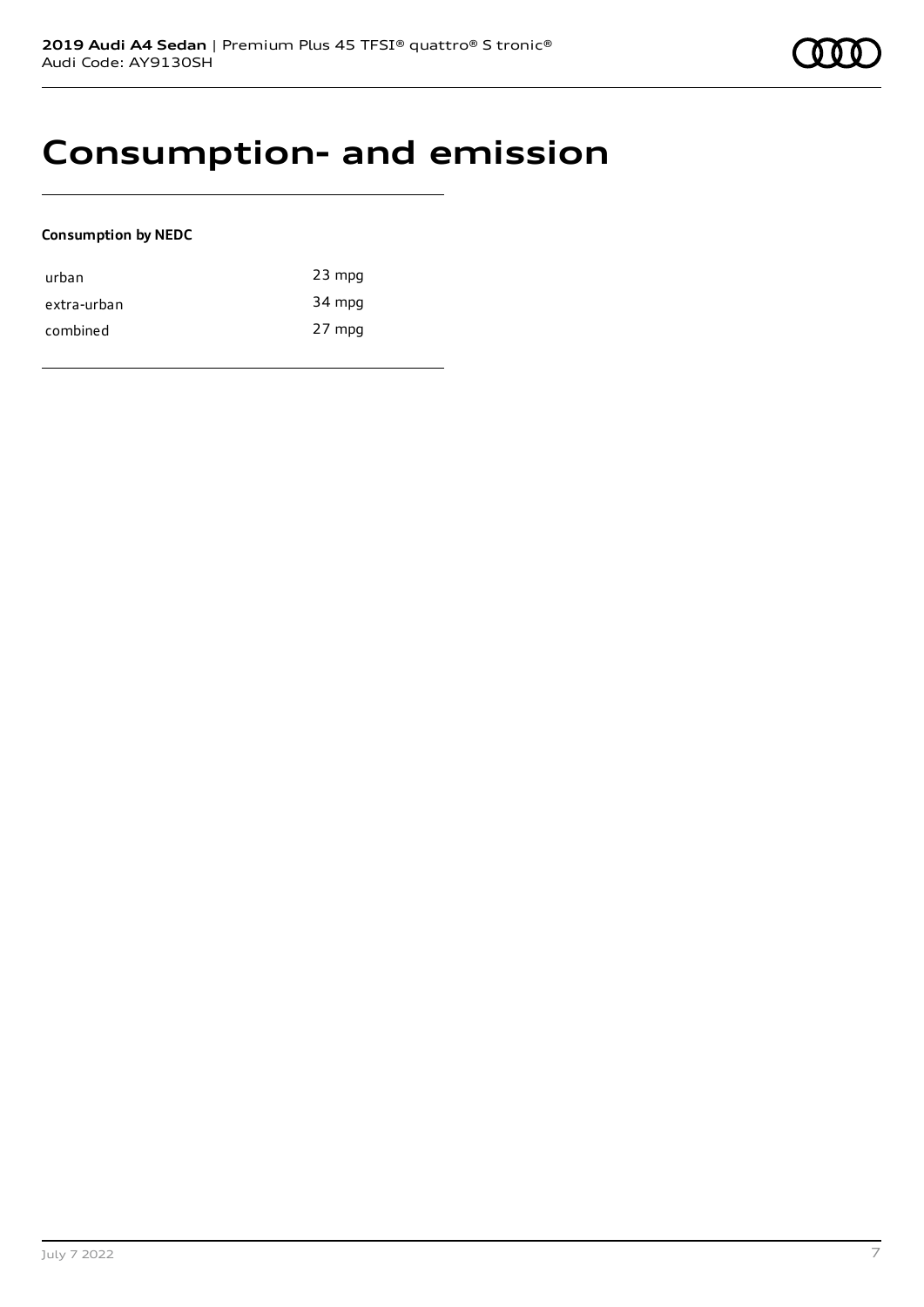# Consumption- and emission

**Consumption by NEDC**

| | |
|---|---|
| urban | 23 mpg |
| extra-urban | 34 mpg |
| combined | 27 mpg |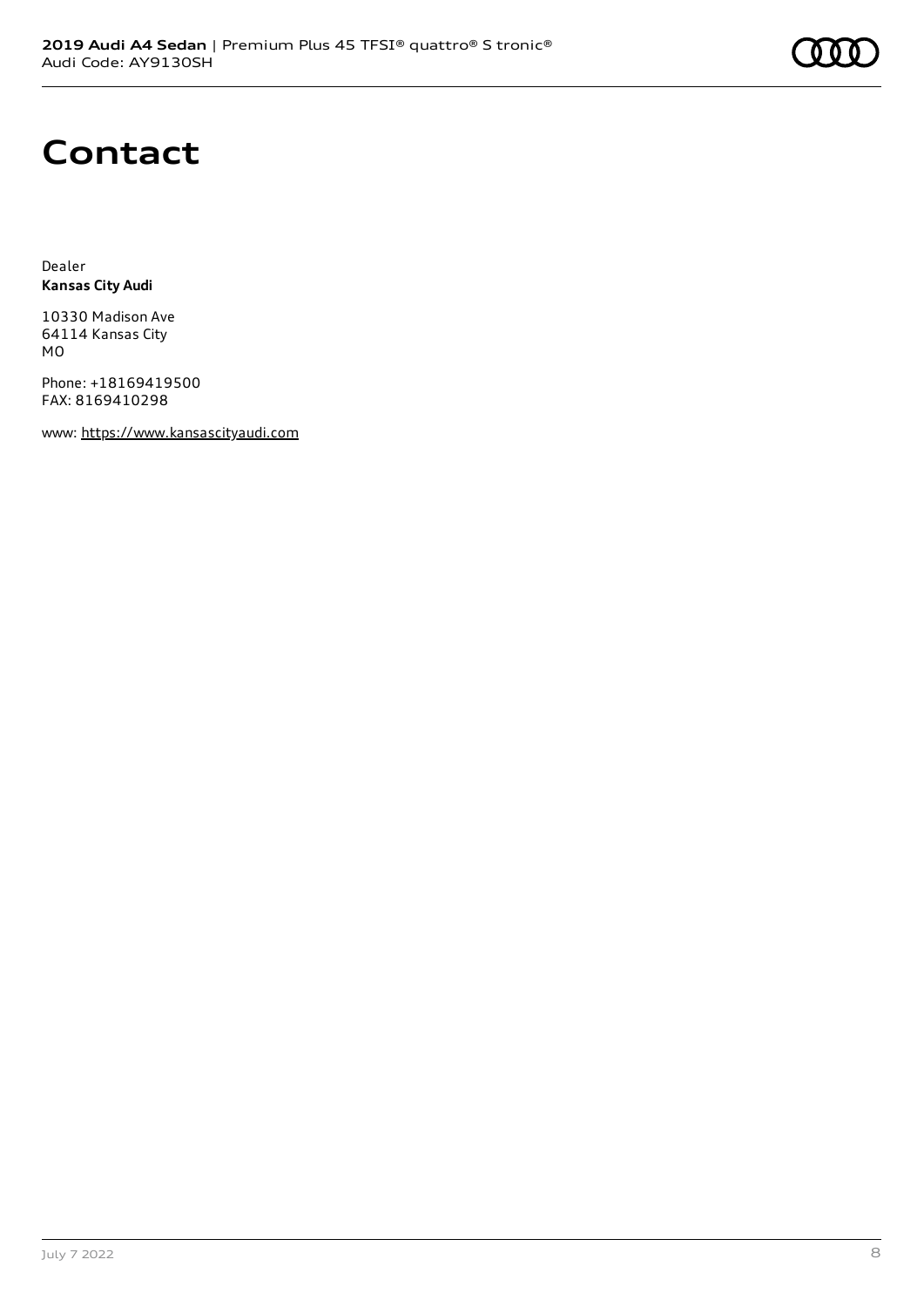# Contact

Dealer
**Kansas City Audi**

10330 Madison Ave
64114 Kansas City
MO

Phone: +18169419500
FAX: 8169410298

www: https://www.kansascityaudi.com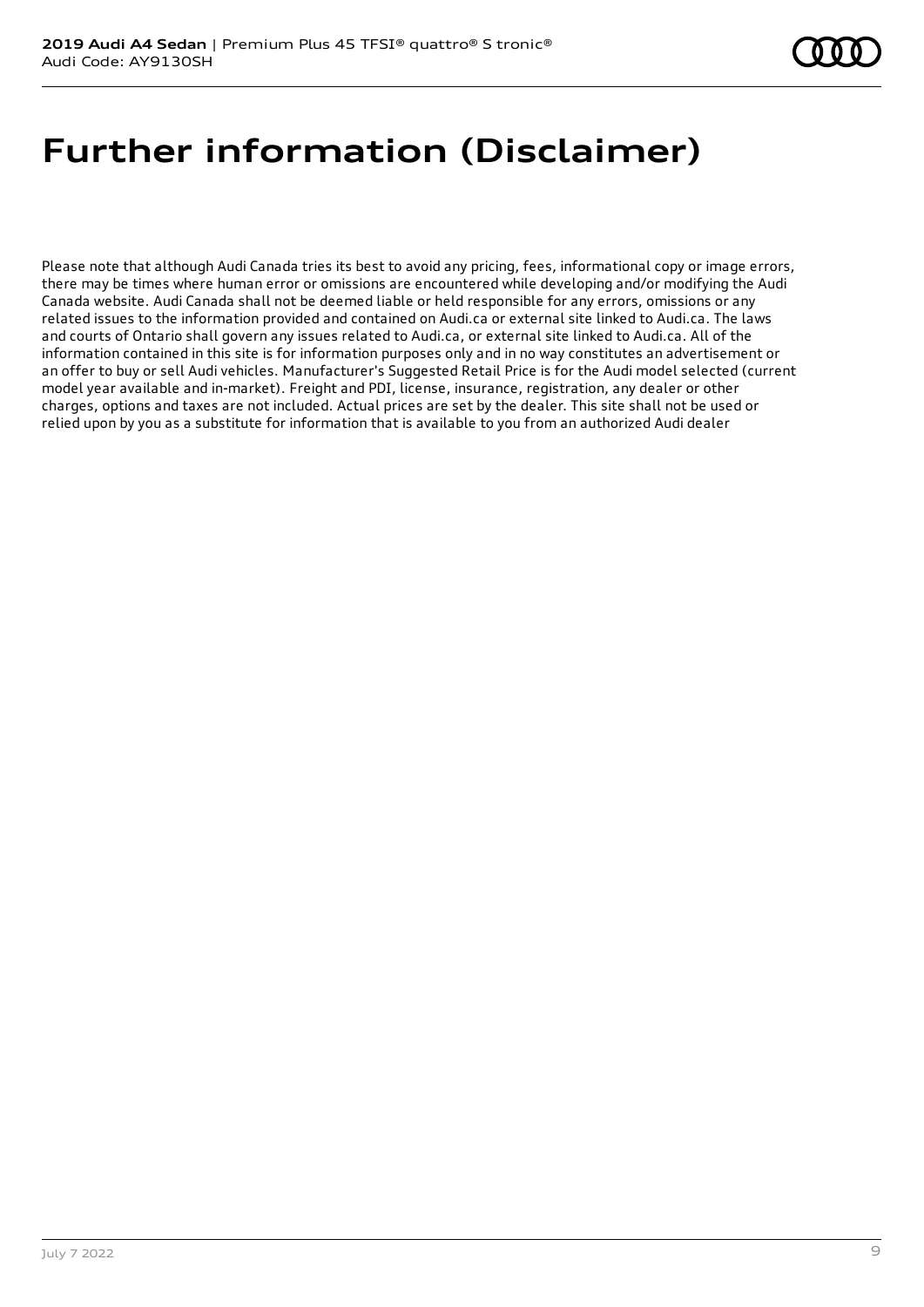# Further information (Disclaimer)

Please note that although Audi Canada tries its best to avoid any pricing, fees, informational copy or image errors, there may be times where human error or omissions are encountered while developing and/or modifying the Audi Canada website. Audi Canada shall not be deemed liable or held responsible for any errors, omissions or any related issues to the information provided and contained on Audi.ca or external site linked to Audi.ca. The laws and courts of Ontario shall govern any issues related to Audi.ca, or external site linked to Audi.ca. All of the information contained in this site is for information purposes only and in no way constitutes an advertisement or an offer to buy or sell Audi vehicles. Manufacturer's Suggested Retail Price is for the Audi model selected (current model year available and in-market). Freight and PDI, license, insurance, registration, any dealer or other charges, options and taxes are not included. Actual prices are set by the dealer. This site shall not be used or relied upon by you as a substitute for information that is available to you from an authorized Audi dealer